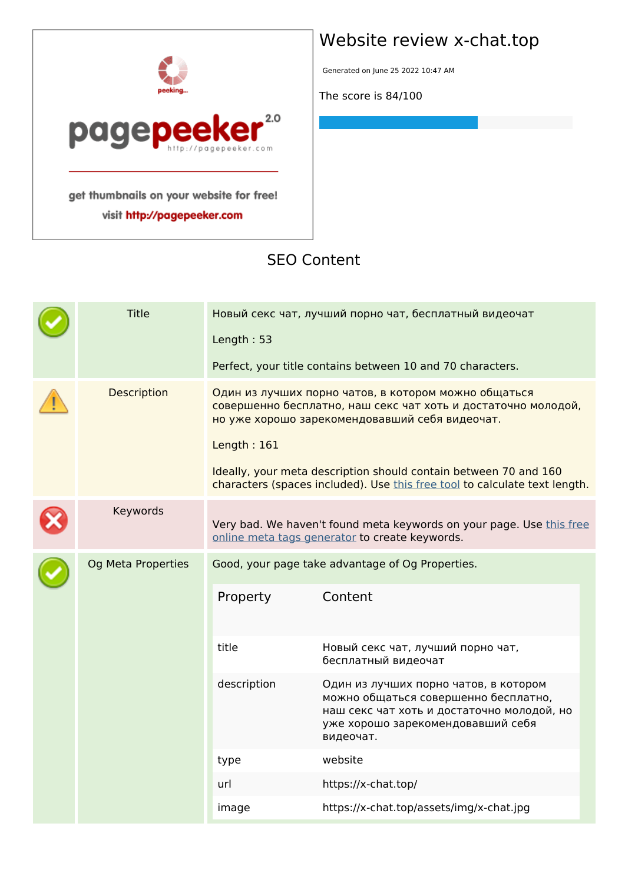# Website review x-chat.top

Generated on June 25 2022 10:47 AM

The score is 84/100

## SEO Content

| | | |
|---|---|---|
| ✔ | Title | Новый секс чат, лучший порно чат, бесплатный видеочат<br><br>Length : 53<br><br>Perfect, your title contains between 10 and 70 characters. |
| ⚠ | Description | Один из лучших порно чатов, в котором можно общаться совершенно бесплатно, наш секс чат хоть и достаточно молодой, но уже хорошо зарекомендовавший себя видеочат.<br><br>Length : 161<br><br>Ideally, your meta description should contain between 70 and 160 characters (spaces included). Use this free tool to calculate text length. |
| ✖ | Keywords | Very bad. We haven't found meta keywords on your page. Use this free online meta tags generator to create keywords. |
| ✔ | Og Meta Properties | Good, your page take advantage of Og Properties. |

| Property | Content |
|---|---|
| title | Новый секс чат, лучший порно чат, бесплатный видеочат |
| description | Один из лучших порно чатов, в котором можно общаться совершенно бесплатно, наш секс чат хоть и достаточно молодой, но уже хорошо зарекомендовавший себя видеочат. |
| type | website |
| url | https://x-chat.top/ |
| image | https://x-chat.top/assets/img/x-chat.jpg |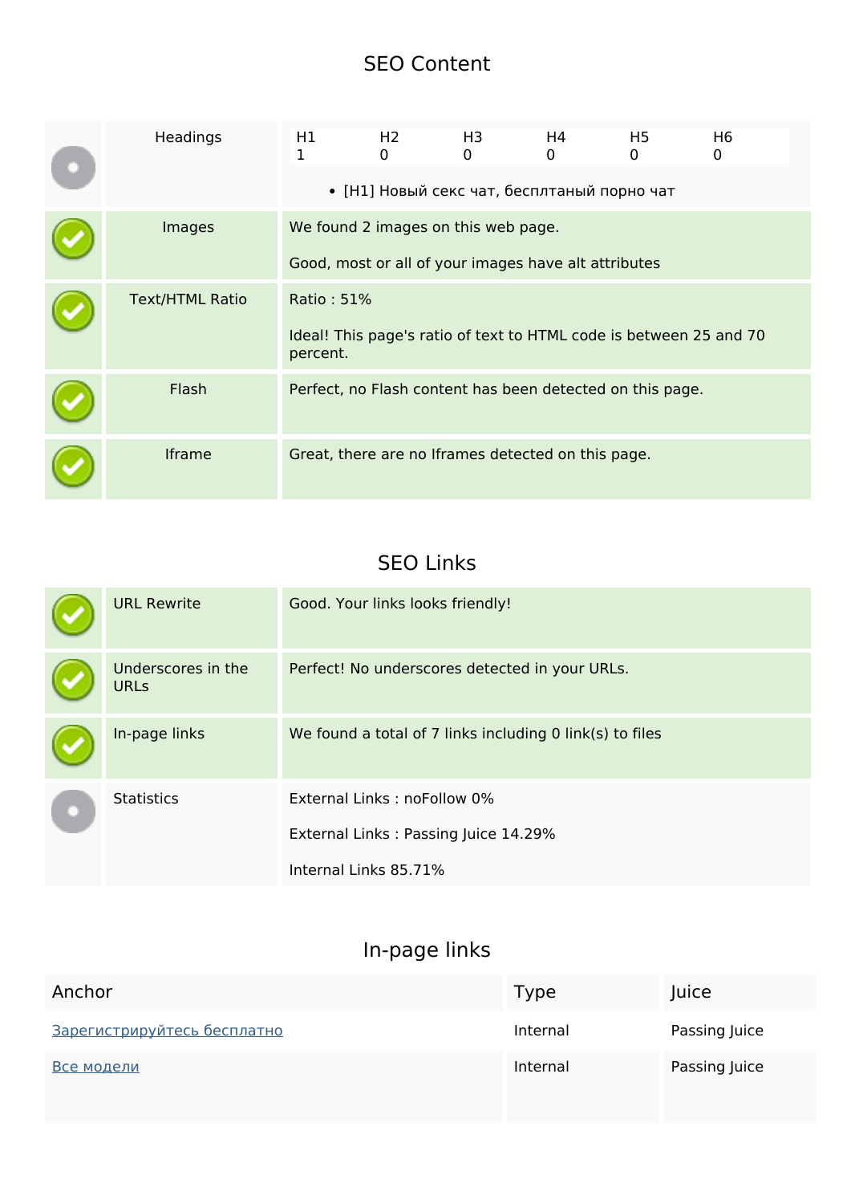## SEO Content

| | | |
|---|---|---|
| | Headings | H1: 1, H2: 0, H3: 0, H4: 0, H5: 0, H6: 0<br>• [H1] Новый секс чат, бесплтаный порно чат |
| | Images | We found 2 images on this web page.<br><br>Good, most or all of your images have alt attributes |
| | Text/HTML Ratio | Ratio : 51%<br><br>Ideal! This page's ratio of text to HTML code is between 25 and 70 percent. |
| | Flash | Perfect, no Flash content has been detected on this page. |
| | Iframe | Great, there are no Iframes detected on this page. |

## SEO Links

| | | |
|---|---|---|
| | URL Rewrite | Good. Your links looks friendly! |
| | Underscores in the URLs | Perfect! No underscores detected in your URLs. |
| | In-page links | We found a total of 7 links including 0 link(s) to files |
| | Statistics | External Links : noFollow 0%<br><br>External Links : Passing Juice 14.29%<br><br>Internal Links 85.71% |

## In-page links

| Anchor | Type | Juice |
|---|---|---|
| Зарегистрируйтесь бесплатно | Internal | Passing Juice |
| Все модели | Internal | Passing Juice |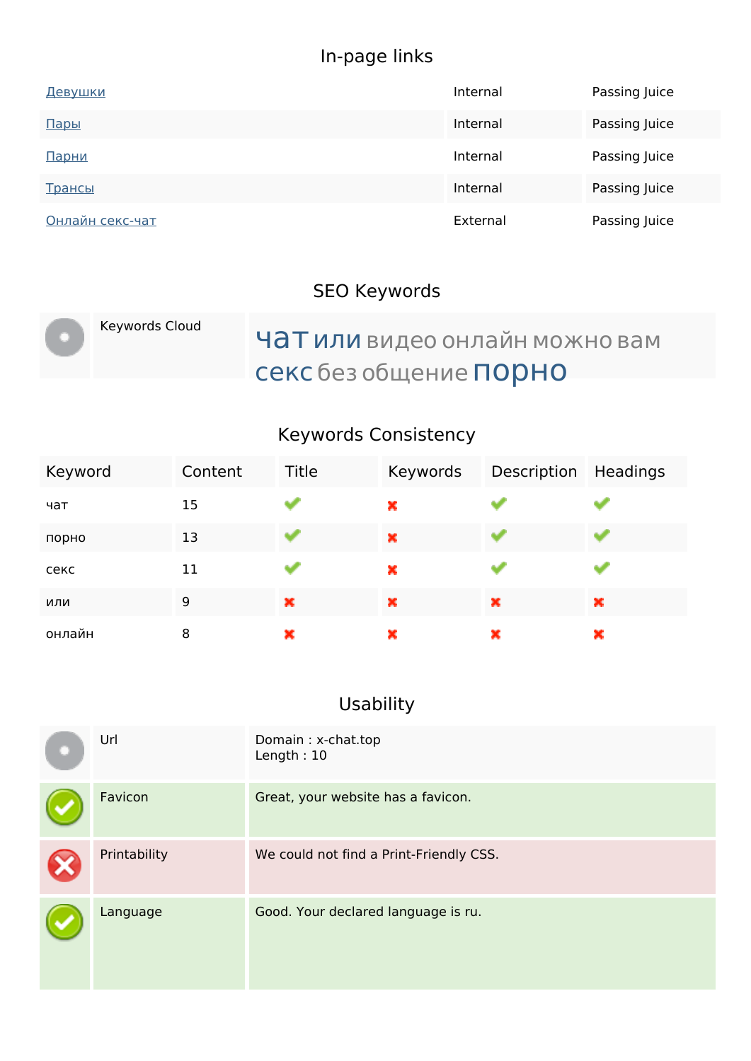## In-page links

| | | |
|---|---|---|
| [Девушки]() | Internal | Passing Juice |
| [Пары]() | Internal | Passing Juice |
| [Парни]() | Internal | Passing Juice |
| [Трансы]() | Internal | Passing Juice |
| [Онлайн секс-чат]() | External | Passing Juice |

## SEO Keywords

| | |
|---|---|
| Keywords Cloud | чат или видео онлайн можно вам секс без общение порно |

## Keywords Consistency

| Keyword | Content | Title | Keywords | Description | Headings |
|---|---|---|---|---|---|
| чат | 15 | ✔ | ✖ | ✔ | ✔ |
| порно | 13 | ✔ | ✖ | ✔ | ✔ |
| секс | 11 | ✔ | ✖ | ✔ | ✔ |
| или | 9 | ✖ | ✖ | ✖ | ✖ |
| онлайн | 8 | ✖ | ✖ | ✖ | ✖ |

## Usability

| | |
|---|---|
| Url | Domain : x-chat.top<br>Length : 10 |
| Favicon | Great, your website has a favicon. |
| Printability | We could not find a Print-Friendly CSS. |
| Language | Good. Your declared language is ru. |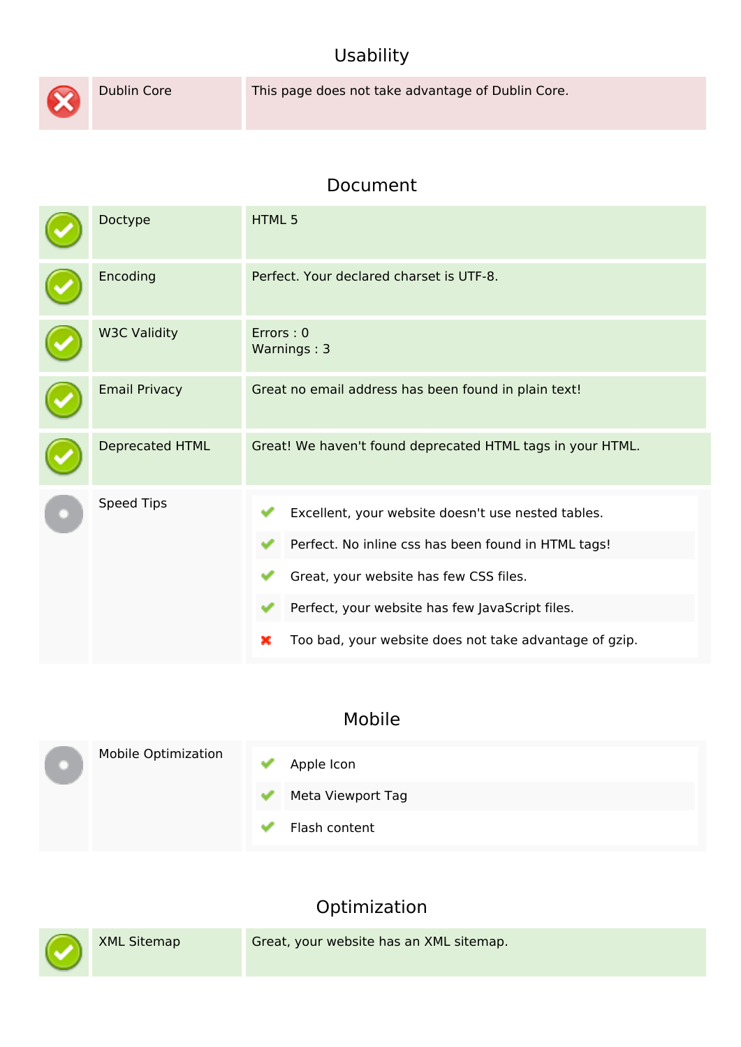## Usability

| Status | Check | Result |
| --- | --- | --- |
| ✗ | Dublin Core | This page does not take advantage of Dublin Core. |

## Document

| Status | Check | Result |
| --- | --- | --- |
| ✓ | Doctype | HTML 5 |
| ✓ | Encoding | Perfect. Your declared charset is UTF-8. |
| ✓ | W3C Validity | Errors : 0<br>Warnings : 3 |
| ✓ | Email Privacy | Great no email address has been found in plain text! |
| ✓ | Deprecated HTML | Great! We haven't found deprecated HTML tags in your HTML. |
| ○ | Speed Tips | ✓ Excellent, your website doesn't use nested tables.<br>✓ Perfect. No inline css has been found in HTML tags!<br>✓ Great, your website has few CSS files.<br>✓ Perfect, your website has few JavaScript files.<br>✗ Too bad, your website does not take advantage of gzip. |

## Mobile

| Status | Check | Result |
| --- | --- | --- |
| ○ | Mobile Optimization | ✓ Apple Icon<br>✓ Meta Viewport Tag<br>✓ Flash content |

## Optimization

| Status | Check | Result |
| --- | --- | --- |
| ✓ | XML Sitemap | Great, your website has an XML sitemap. |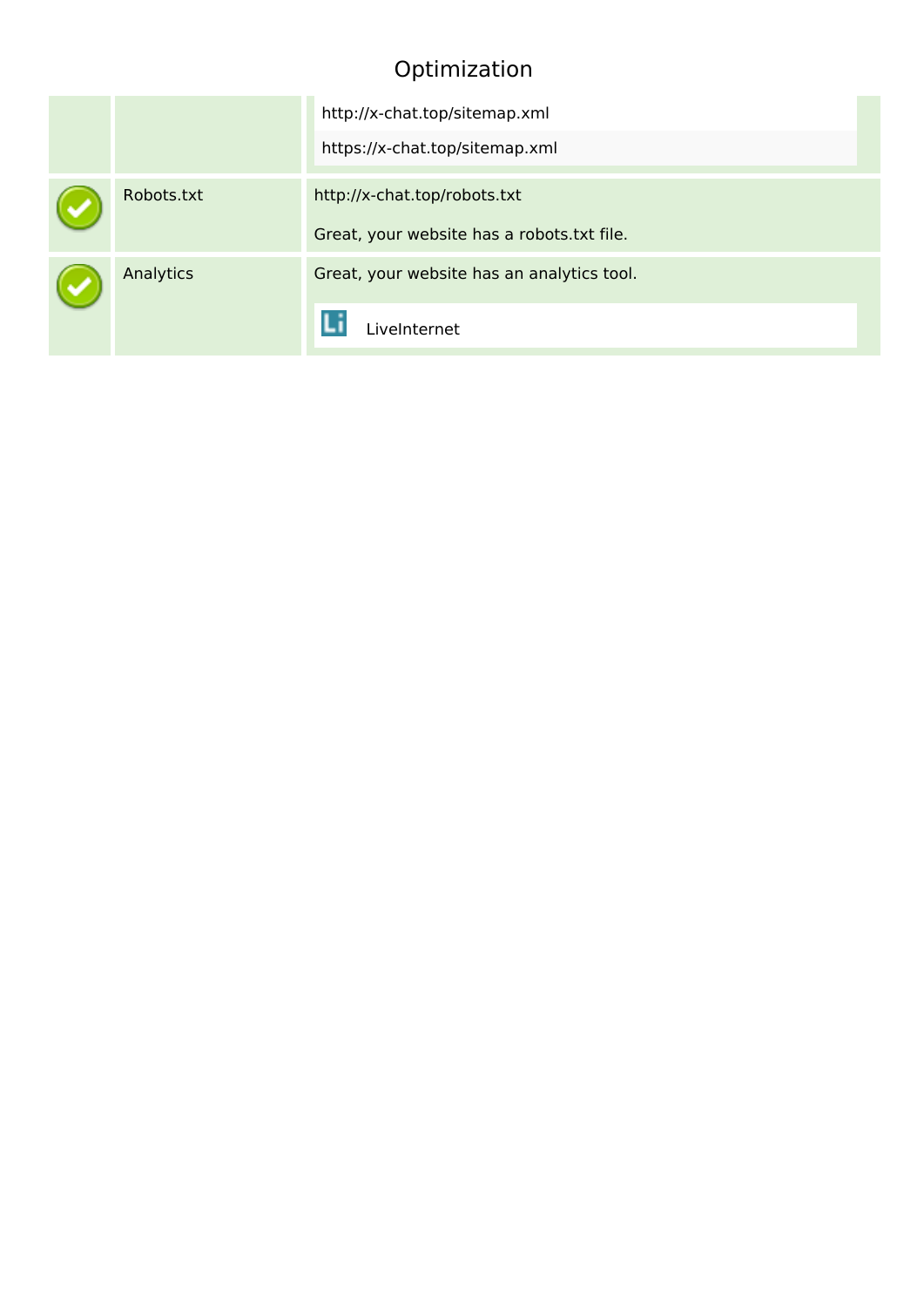## Optimization

| | | |
|---|---|---|
| | | http://x-chat.top/sitemap.xml<br>https://x-chat.top/sitemap.xml |
| ✓ | Robots.txt | http://x-chat.top/robots.txt<br>Great, your website has a robots.txt file. |
| ✓ | Analytics | Great, your website has an analytics tool.<br>LiveInternet |